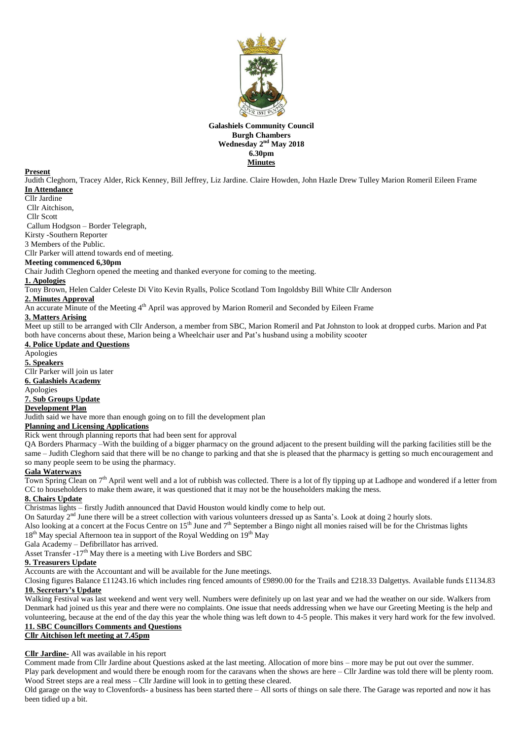**Galashiels Community Council**
**Burgh Chambers**
**Wednesday 2nd May 2018**
**6.30pm**
**Minutes**

**Present**

Judith Cleghorn, Tracey Alder, Rick Kenney, Bill Jeffrey, Liz Jardine. Claire Howden, John Hazle Drew Tulley Marion Romeril Eileen Frame

**In Attendance**

Cllr Jardine
Cllr Aitchison,
Cllr Scott
Callum Hodgson – Border Telegraph,
Kirsty -Southern Reporter
3 Members of the Public.
Cllr Parker will attend towards end of meeting.

**Meeting commenced 6,30pm**

Chair Judith Cleghorn opened the meeting and thanked everyone for coming to the meeting.

**1. Apologies**

Tony Brown, Helen Calder Celeste Di Vito Kevin Ryalls, Police Scotland Tom Ingoldsby Bill White Cllr Anderson

**2. Minutes Approval**

An accurate Minute of the Meeting 4th April was approved by Marion Romeril and Seconded by Eileen Frame

**3. Matters Arising**

Meet up still to be arranged with Cllr Anderson, a member from SBC, Marion Romeril and Pat Johnston to look at dropped curbs. Marion and Pat both have concerns about these, Marion being a Wheelchair user and Pat's husband using a mobility scooter

**4. Police Update and Questions**

Apologies

**5. Speakers**

Cllr Parker will join us later

**6. Galashiels Academy**

Apologies

**7. Sub Groups Update**

**Development Plan**

Judith said we have more than enough going on to fill the development plan

**Planning and Licensing Applications**

Rick went through planning reports that had been sent for approval

QA Borders Pharmacy –With the building of a bigger pharmacy on the ground adjacent to the present building will the parking facilities still be the same – Judith Cleghorn said that there will be no change to parking and that she is pleased that the pharmacy is getting so much encouragement and so many people seem to be using the pharmacy.

**Gala Waterways**

Town Spring Clean on 7th April went well and a lot of rubbish was collected. There is a lot of fly tipping up at Ladhope and wondered if a letter from CC to householders to make them aware, it was questioned that it may not be the householders making the mess.

**8. Chairs Update**

Christmas lights – firstly Judith announced that David Houston would kindly come to help out.

On Saturday 2nd June there will be a street collection with various volunteers dressed up as Santa's. Look at doing 2 hourly slots.

Also looking at a concert at the Focus Centre on 15th June and 7th September a Bingo night all monies raised will be for the Christmas lights

18th May special Afternoon tea in support of the Royal Wedding on 19th May

Gala Academy – Defibrillator has arrived.

Asset Transfer -17th May there is a meeting with Live Borders and SBC

**9. Treasurers Update**

Accounts are with the Accountant and will be available for the June meetings.

Closing figures Balance £11243.16 which includes ring fenced amounts of £9890.00 for the Trails and £218.33 Dalgettys. Available funds £1134.83

**10. Secretary's Update**

Walking Festival was last weekend and went very well. Numbers were definitely up on last year and we had the weather on our side. Walkers from Denmark had joined us this year and there were no complaints. One issue that needs addressing when we have our Greeting Meeting is the help and volunteering, because at the end of the day this year the whole thing was left down to 4-5 people. This makes it very hard work for the few involved.

**11. SBC Councillors Comments and Questions**

**Cllr Aitchison left meeting at 7.45pm**

**Cllr Jardine-** All was available in his report

Comment made from Cllr Jardine about Questions asked at the last meeting. Allocation of more bins – more may be put out over the summer.

Play park development and would there be enough room for the caravans when the shows are here – Cllr Jardine was told there will be plenty room.

Wood Street steps are a real mess – Cllr Jardine will look in to getting these cleared.

Old garage on the way to Clovenfords- a business has been started there – All sorts of things on sale there. The Garage was reported and now it has been tidied up a bit.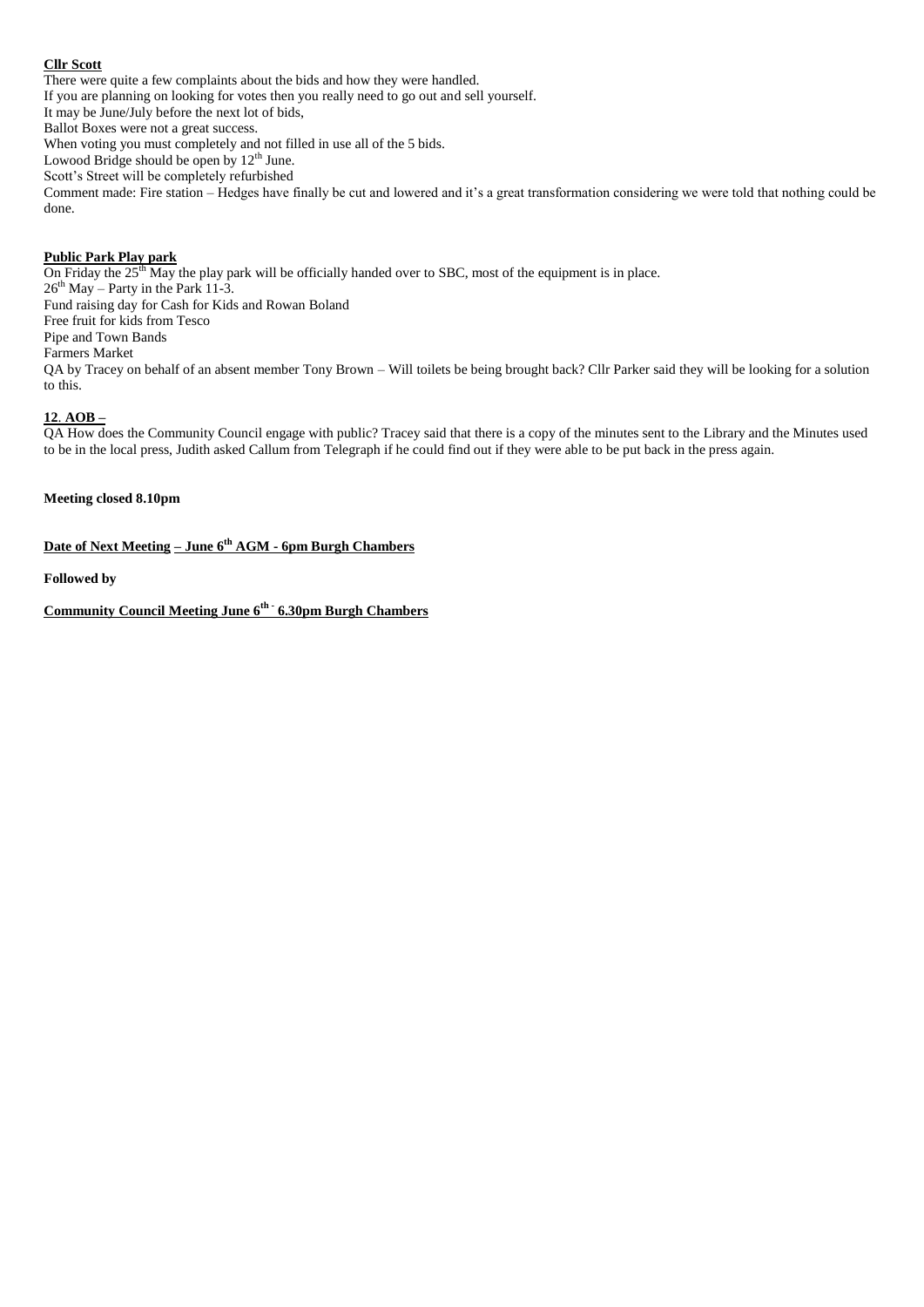**Cllr Scott**

There were quite a few complaints about the bids and how they were handled.
If you are planning on looking for votes then you really need to go out and sell yourself.
It may be June/July before the next lot of bids,
Ballot Boxes were not a great success.
When voting you must completely and not filled in use all of the 5 bids.
Lowood Bridge should be open by 12th June.
Scott's Street will be completely refurbished
Comment made: Fire station – Hedges have finally be cut and lowered and it's a great transformation considering we were told that nothing could be done.

**Public Park Play park**

On Friday the 25th May the play park will be officially handed over to SBC, most of the equipment is in place.
26th May – Party in the Park 11-3.
Fund raising day for Cash for Kids and Rowan Boland
Free fruit for kids from Tesco
Pipe and Town Bands
Farmers Market
QA by Tracey on behalf of an absent member Tony Brown – Will toilets be being brought back? Cllr Parker said they will be looking for a solution to this.

**12. AOB –**

QA How does the Community Council engage with public? Tracey said that there is a copy of the minutes sent to the Library and the Minutes used to be in the local press, Judith asked Callum from Telegraph if he could find out if they were able to be put back in the press again.

**Meeting closed 8.10pm**

**Date of Next Meeting – June 6th AGM - 6pm Burgh Chambers**

**Followed by**

**Community Council Meeting June 6th - 6.30pm Burgh Chambers**